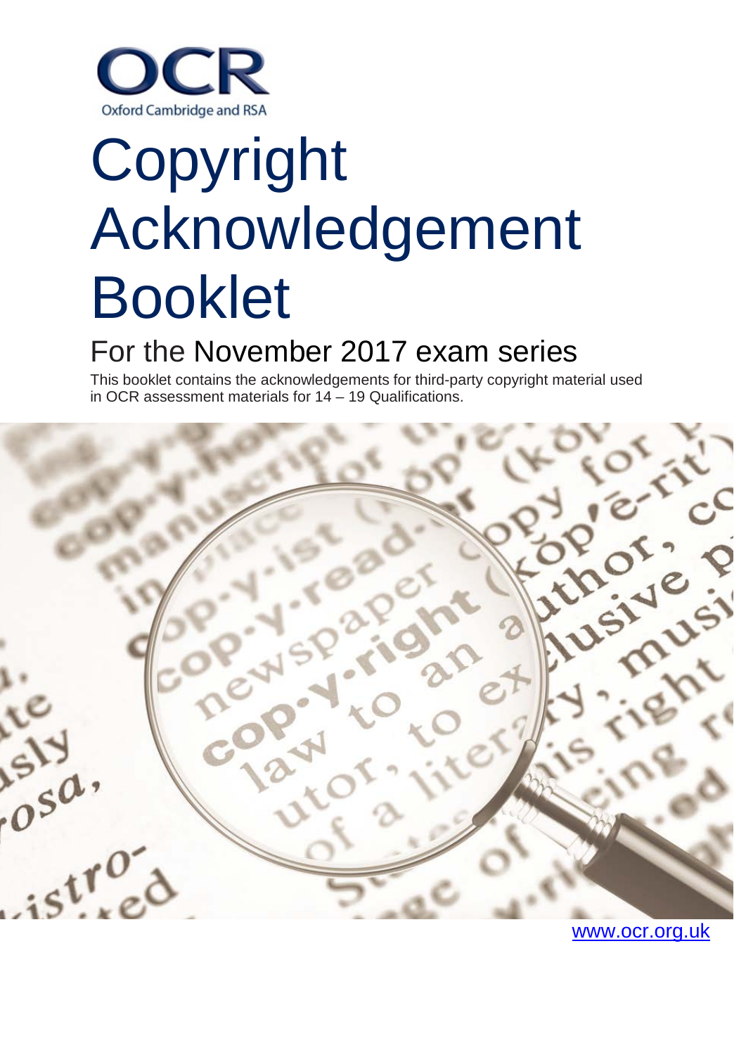OCR

Oxford Cambridge and RSA

# Copyright Acknowledgement Booklet

## For the November 2017 exam series

This booklet contains the acknowledgements for third-party copyright material used in OCR assessment materials for 14 – 19 Qualifications.

www.ocr.org.uk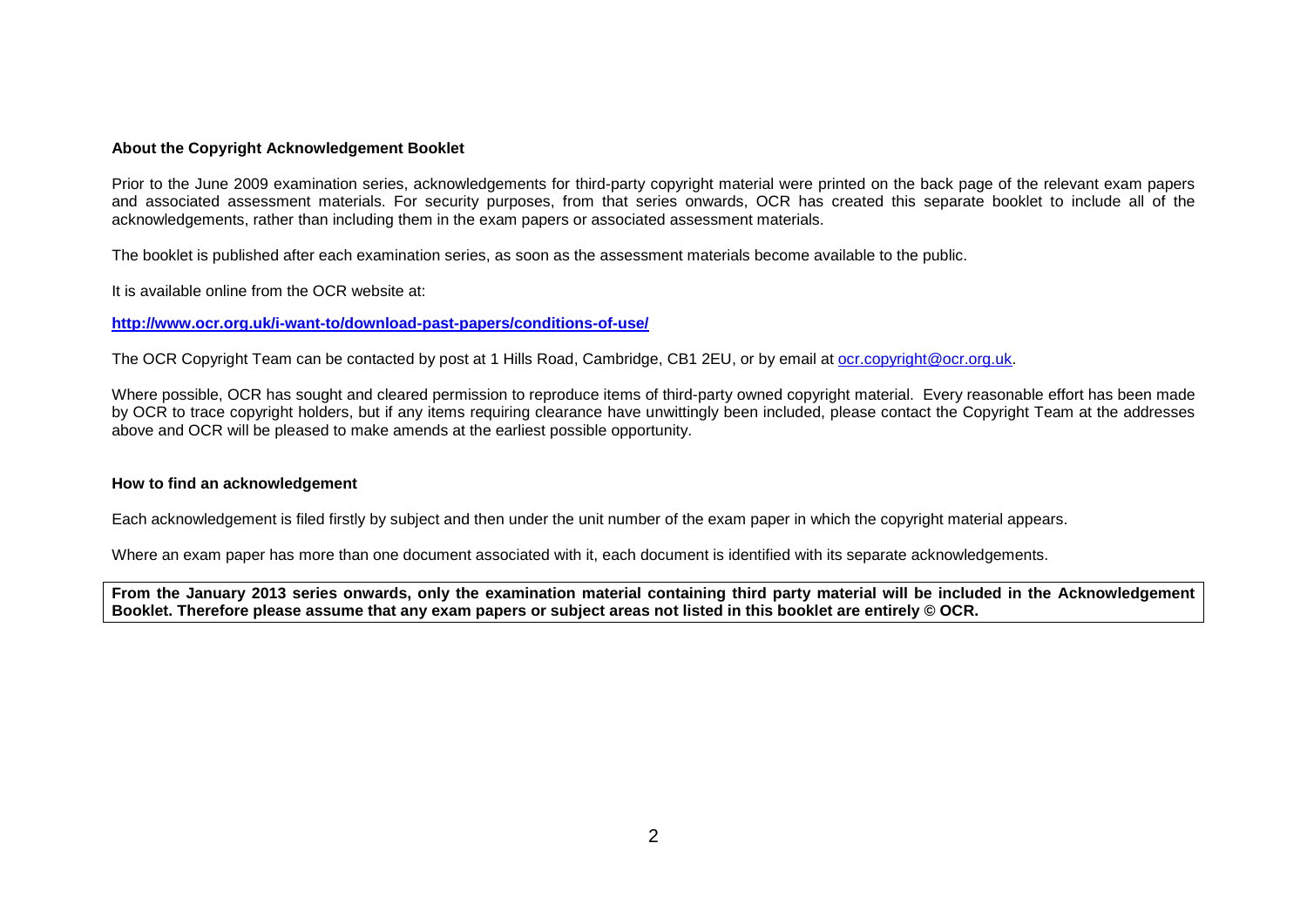**About the Copyright Acknowledgement Booklet**

Prior to the June 2009 examination series, acknowledgements for third-party copyright material were printed on the back page of the relevant exam papers and associated assessment materials. For security purposes, from that series onwards, OCR has created this separate booklet to include all of the acknowledgements, rather than including them in the exam papers or associated assessment materials.

The booklet is published after each examination series, as soon as the assessment materials become available to the public.

It is available online from the OCR website at:

**http://www.ocr.org.uk/i-want-to/download-past-papers/conditions-of-use/**

The OCR Copyright Team can be contacted by post at 1 Hills Road, Cambridge, CB1 2EU, or by email at ocr.copyright@ocr.org.uk.

Where possible, OCR has sought and cleared permission to reproduce items of third-party owned copyright material. Every reasonable effort has been made by OCR to trace copyright holders, but if any items requiring clearance have unwittingly been included, please contact the Copyright Team at the addresses above and OCR will be pleased to make amends at the earliest possible opportunity.

**How to find an acknowledgement**

Each acknowledgement is filed firstly by subject and then under the unit number of the exam paper in which the copyright material appears.

Where an exam paper has more than one document associated with it, each document is identified with its separate acknowledgements.

**From the January 2013 series onwards, only the examination material containing third party material will be included in the Acknowledgement Booklet. Therefore please assume that any exam papers or subject areas not listed in this booklet are entirely © OCR.**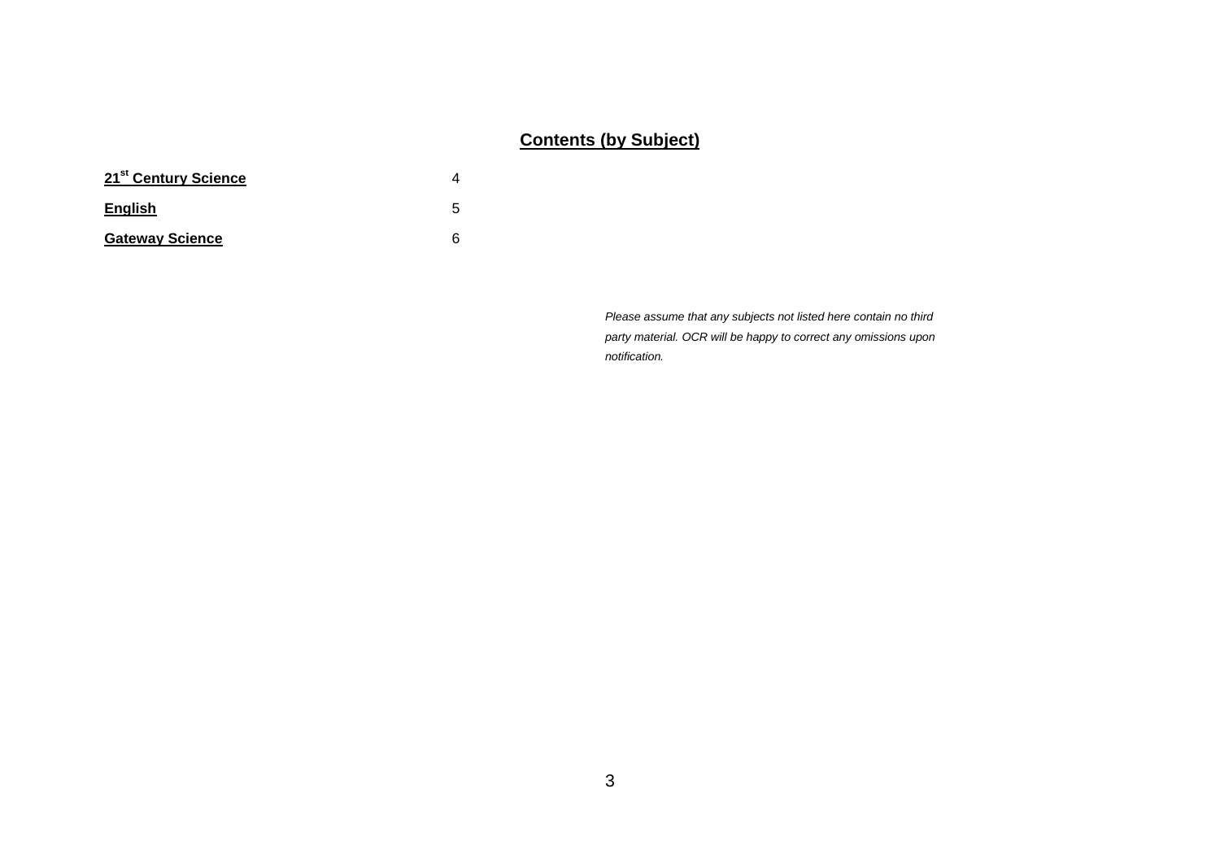## Contents (by Subject)

| | |
|---|---|
| **21st Century Science** | 4 |
| **English** | 5 |
| **Gateway Science** | 6 |

*Please assume that any subjects not listed here contain no third party material. OCR will be happy to correct any omissions upon notification.*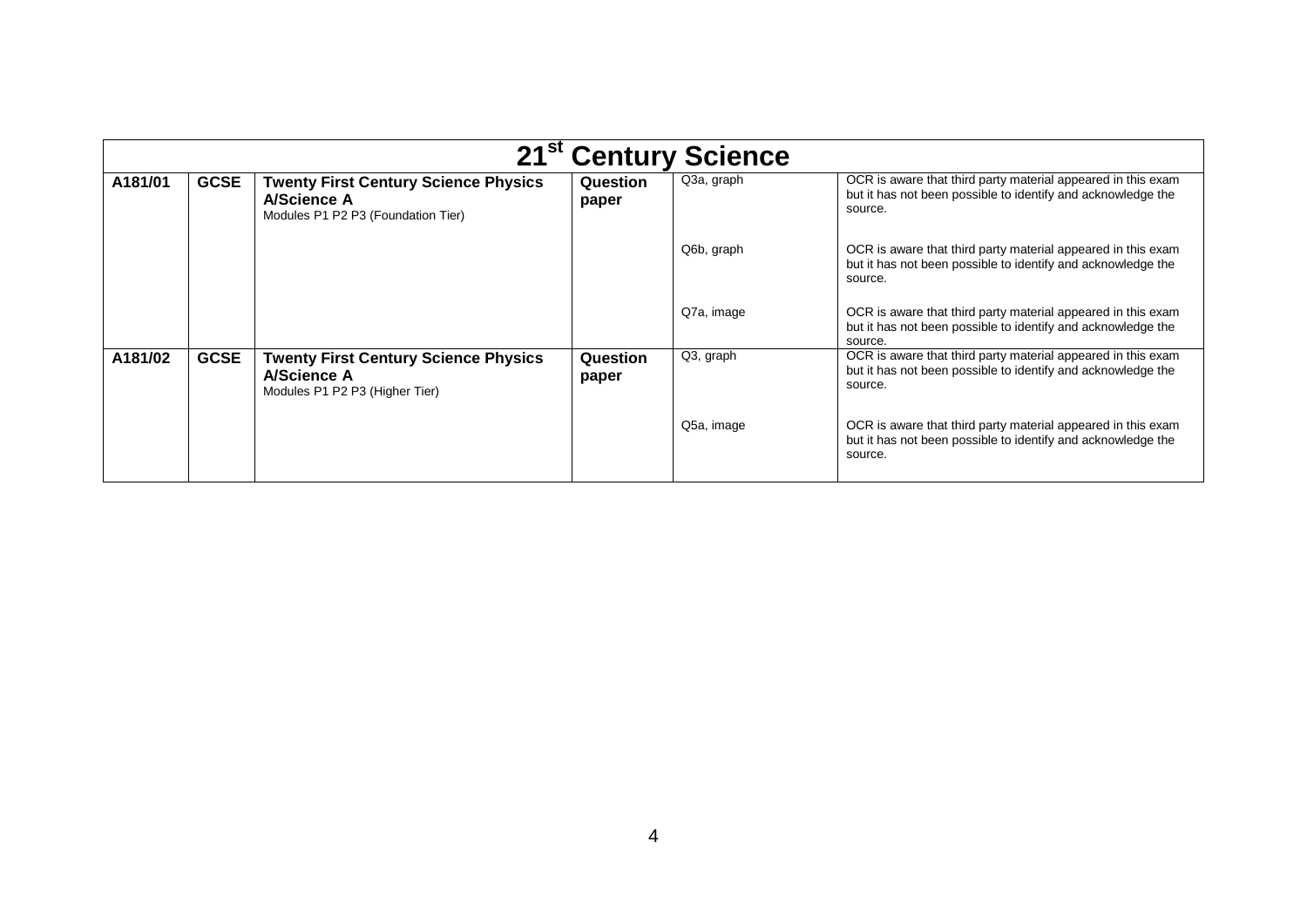| 21st Century Science | | | | | |
|---|---|---|---|---|---|
| **A181/01** | **GCSE** | **Twenty First Century Science Physics A/Science A** Modules P1 P2 P3 (Foundation Tier) | **Question paper** | Q3a, graph | OCR is aware that third party material appeared in this exam but it has not been possible to identify and acknowledge the source. |
| | | | | Q6b, graph | OCR is aware that third party material appeared in this exam but it has not been possible to identify and acknowledge the source. |
| | | | | Q7a, image | OCR is aware that third party material appeared in this exam but it has not been possible to identify and acknowledge the source. |
| **A181/02** | **GCSE** | **Twenty First Century Science Physics A/Science A** Modules P1 P2 P3 (Higher Tier) | **Question paper** | Q3, graph | OCR is aware that third party material appeared in this exam but it has not been possible to identify and acknowledge the source. |
| | | | | Q5a, image | OCR is aware that third party material appeared in this exam but it has not been possible to identify and acknowledge the source. |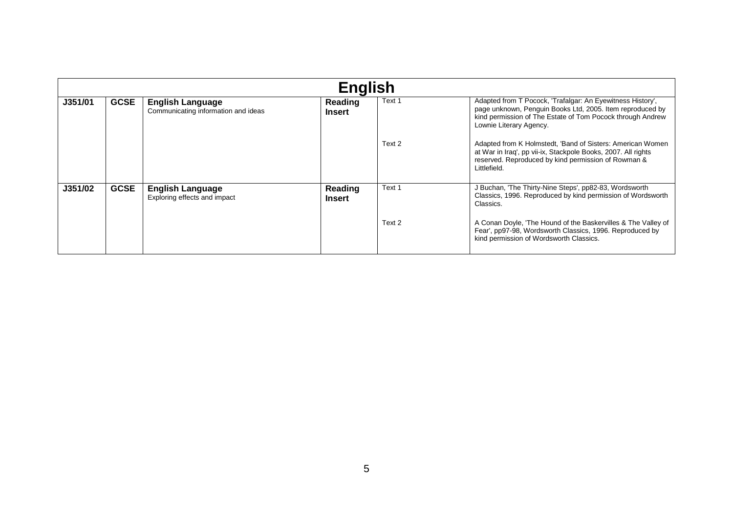| English | | | | | |
|---|---|---|---|---|---|
| **J351/01** | **GCSE** | **English Language**<br>Communicating information and ideas | **Reading Insert** | Text 1 | Adapted from T Pocock, 'Trafalgar: An Eyewitness History', page unknown, Penguin Books Ltd, 2005. Item reproduced by kind permission of The Estate of Tom Pocock through Andrew Lownie Literary Agency. |
| | | | | Text 2 | Adapted from K Holmstedt, 'Band of Sisters: American Women at War in Iraq', pp vii-ix, Stackpole Books, 2007. All rights reserved. Reproduced by kind permission of Rowman & Littlefield. |
| **J351/02** | **GCSE** | **English Language**<br>Exploring effects and impact | **Reading Insert** | Text 1 | J Buchan, 'The Thirty-Nine Steps', pp82-83, Wordsworth Classics, 1996. Reproduced by kind permission of Wordsworth Classics. |
| | | | | Text 2 | A Conan Doyle, 'The Hound of the Baskervilles & The Valley of Fear', pp97-98, Wordsworth Classics, 1996. Reproduced by kind permission of Wordsworth Classics. |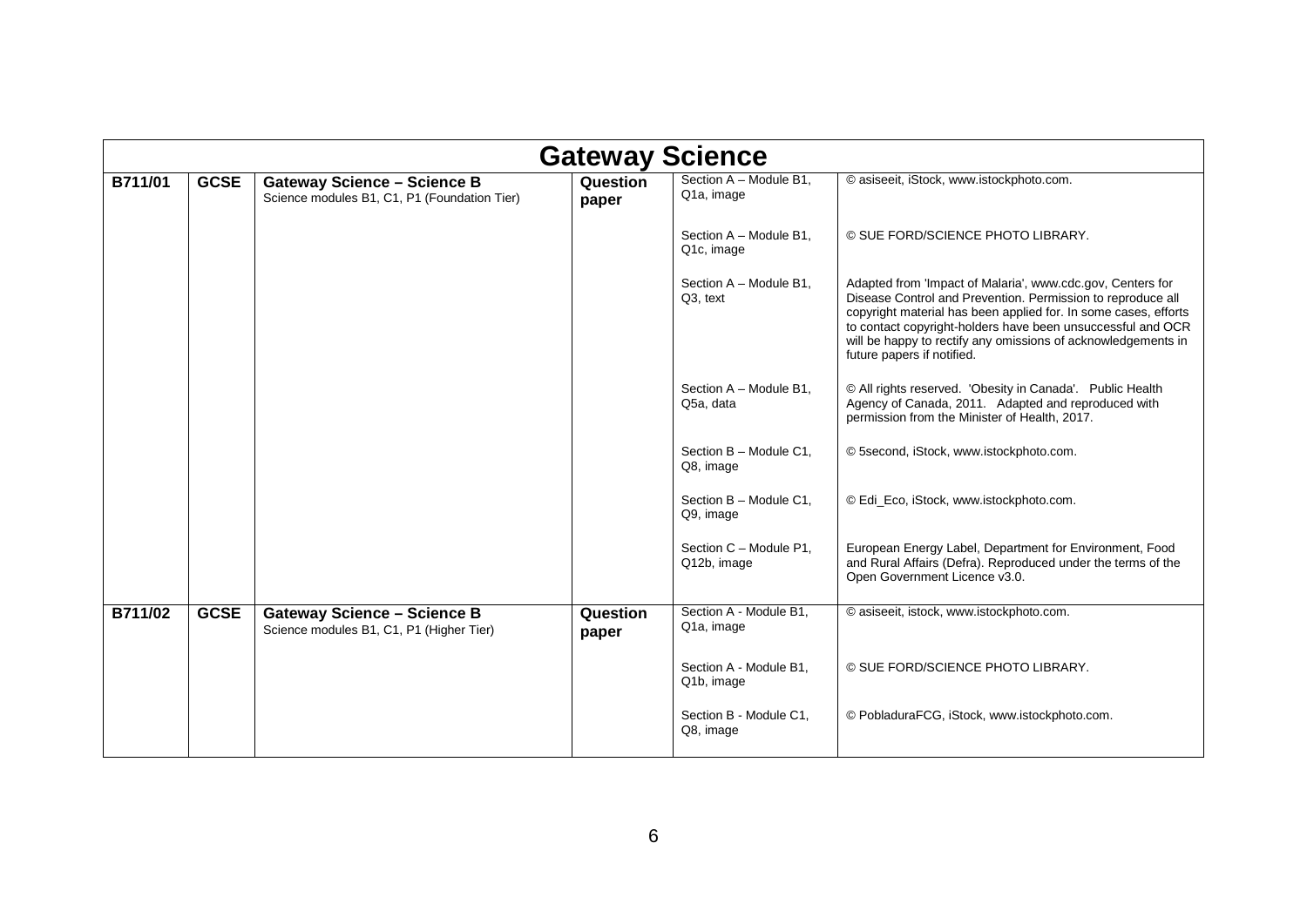| Gateway Science | | | | | |
|---|---|---|---|---|---|
| **B711/01** | **GCSE** | **Gateway Science – Science B** Science modules B1, C1, P1 (Foundation Tier) | **Question paper** | Section A – Module B1, Q1a, image | © asiseeit, iStock, www.istockphoto.com. |
| | | | | Section A – Module B1, Q1c, image | © SUE FORD/SCIENCE PHOTO LIBRARY. |
| | | | | Section A – Module B1, Q3, text | Adapted from 'Impact of Malaria', www.cdc.gov, Centers for Disease Control and Prevention. Permission to reproduce all copyright material has been applied for. In some cases, efforts to contact copyright-holders have been unsuccessful and OCR will be happy to rectify any omissions of acknowledgements in future papers if notified. |
| | | | | Section A – Module B1, Q5a, data | © All rights reserved. 'Obesity in Canada'. Public Health Agency of Canada, 2011. Adapted and reproduced with permission from the Minister of Health, 2017. |
| | | | | Section B – Module C1, Q8, image | © 5second, iStock, www.istockphoto.com. |
| | | | | Section B – Module C1, Q9, image | © Edi_Eco, iStock, www.istockphoto.com. |
| | | | | Section C – Module P1, Q12b, image | European Energy Label, Department for Environment, Food and Rural Affairs (Defra). Reproduced under the terms of the Open Government Licence v3.0. |
| **B711/02** | **GCSE** | **Gateway Science – Science B** Science modules B1, C1, P1 (Higher Tier) | **Question paper** | Section A - Module B1, Q1a, image | © asiseeit, istock, www.istockphoto.com. |
| | | | | Section A - Module B1, Q1b, image | © SUE FORD/SCIENCE PHOTO LIBRARY. |
| | | | | Section B - Module C1, Q8, image | © PobladuraFCG, iStock, www.istockphoto.com. |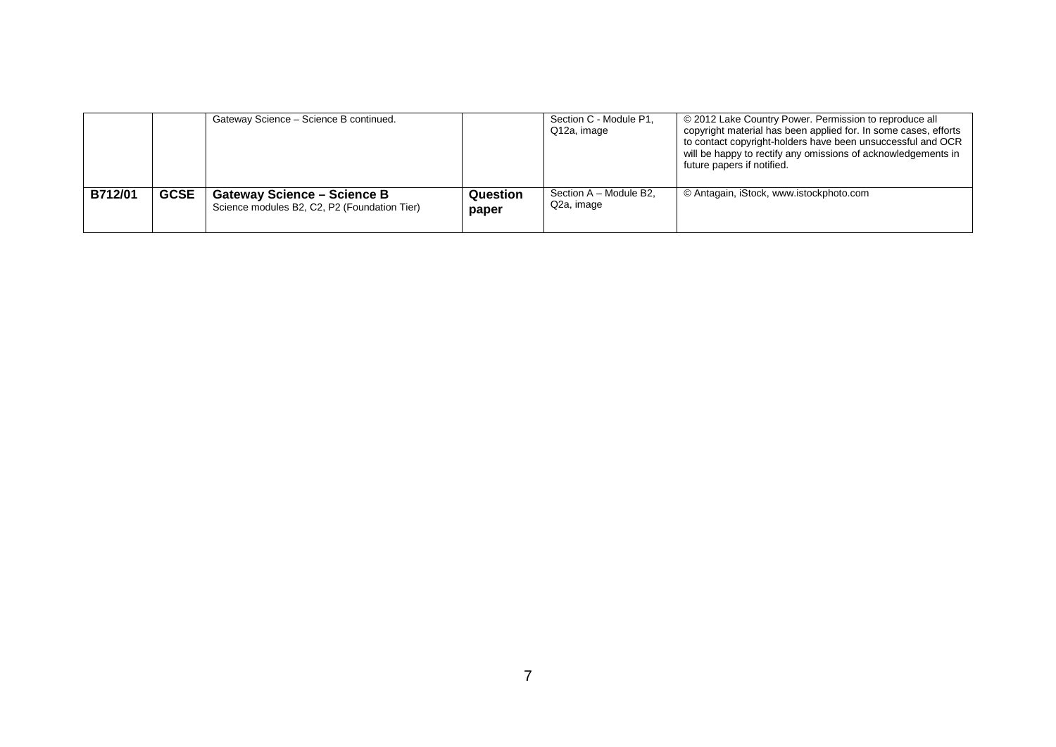| | | | | | |
|---|---|---|---|---|---|
| | | Gateway Science – Science B continued. | | Section C - Module P1, Q12a, image | © 2012 Lake Country Power. Permission to reproduce all copyright material has been applied for. In some cases, efforts to contact copyright-holders have been unsuccessful and OCR will be happy to rectify any omissions of acknowledgements in future papers if notified. |
| **B712/01** | **GCSE** | **Gateway Science – Science B** Science modules B2, C2, P2 (Foundation Tier) | **Question paper** | Section A – Module B2, Q2a, image | © Antagain, iStock, www.istockphoto.com |